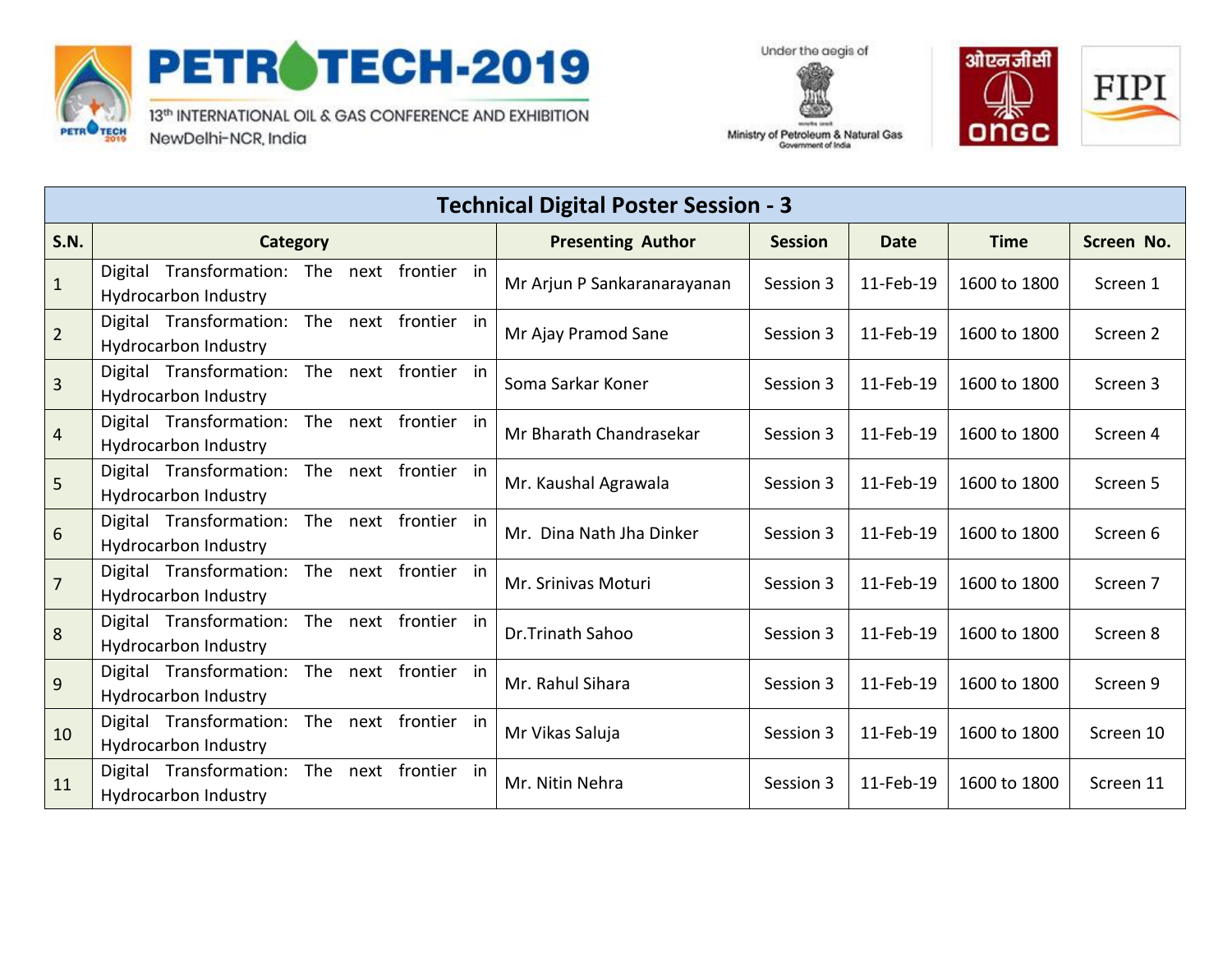PETROTECH-2019

13th INTERNATIONAL OIL & GAS CONFERENCE AND EXHIBITION

NewDelhi-NCR, India

Under the aegis of Ministry of Petroleum & Natural Gas, Government of India

ओएनजीसी ONGC

FIPI

| Technical Digital Poster Session - 3 | | | | | | |
|---|---|---|---|---|---|---|
| **S.N.** | **Category** | **Presenting Author** | **Session** | **Date** | **Time** | **Screen No.** |
| 1 | Digital Transformation: The next frontier in Hydrocarbon Industry | Mr Arjun P Sankaranarayanan | Session 3 | 11-Feb-19 | 1600 to 1800 | Screen 1 |
| 2 | Digital Transformation: The next frontier in Hydrocarbon Industry | Mr Ajay Pramod Sane | Session 3 | 11-Feb-19 | 1600 to 1800 | Screen 2 |
| 3 | Digital Transformation: The next frontier in Hydrocarbon Industry | Soma Sarkar Koner | Session 3 | 11-Feb-19 | 1600 to 1800 | Screen 3 |
| 4 | Digital Transformation: The next frontier in Hydrocarbon Industry | Mr Bharath Chandrasekar | Session 3 | 11-Feb-19 | 1600 to 1800 | Screen 4 |
| 5 | Digital Transformation: The next frontier in Hydrocarbon Industry | Mr. Kaushal Agrawala | Session 3 | 11-Feb-19 | 1600 to 1800 | Screen 5 |
| 6 | Digital Transformation: The next frontier in Hydrocarbon Industry | Mr. Dina Nath Jha Dinker | Session 3 | 11-Feb-19 | 1600 to 1800 | Screen 6 |
| 7 | Digital Transformation: The next frontier in Hydrocarbon Industry | Mr. Srinivas Moturi | Session 3 | 11-Feb-19 | 1600 to 1800 | Screen 7 |
| 8 | Digital Transformation: The next frontier in Hydrocarbon Industry | Dr.Trinath Sahoo | Session 3 | 11-Feb-19 | 1600 to 1800 | Screen 8 |
| 9 | Digital Transformation: The next frontier in Hydrocarbon Industry | Mr. Rahul Sihara | Session 3 | 11-Feb-19 | 1600 to 1800 | Screen 9 |
| 10 | Digital Transformation: The next frontier in Hydrocarbon Industry | Mr Vikas Saluja | Session 3 | 11-Feb-19 | 1600 to 1800 | Screen 10 |
| 11 | Digital Transformation: The next frontier in Hydrocarbon Industry | Mr. Nitin Nehra | Session 3 | 11-Feb-19 | 1600 to 1800 | Screen 11 |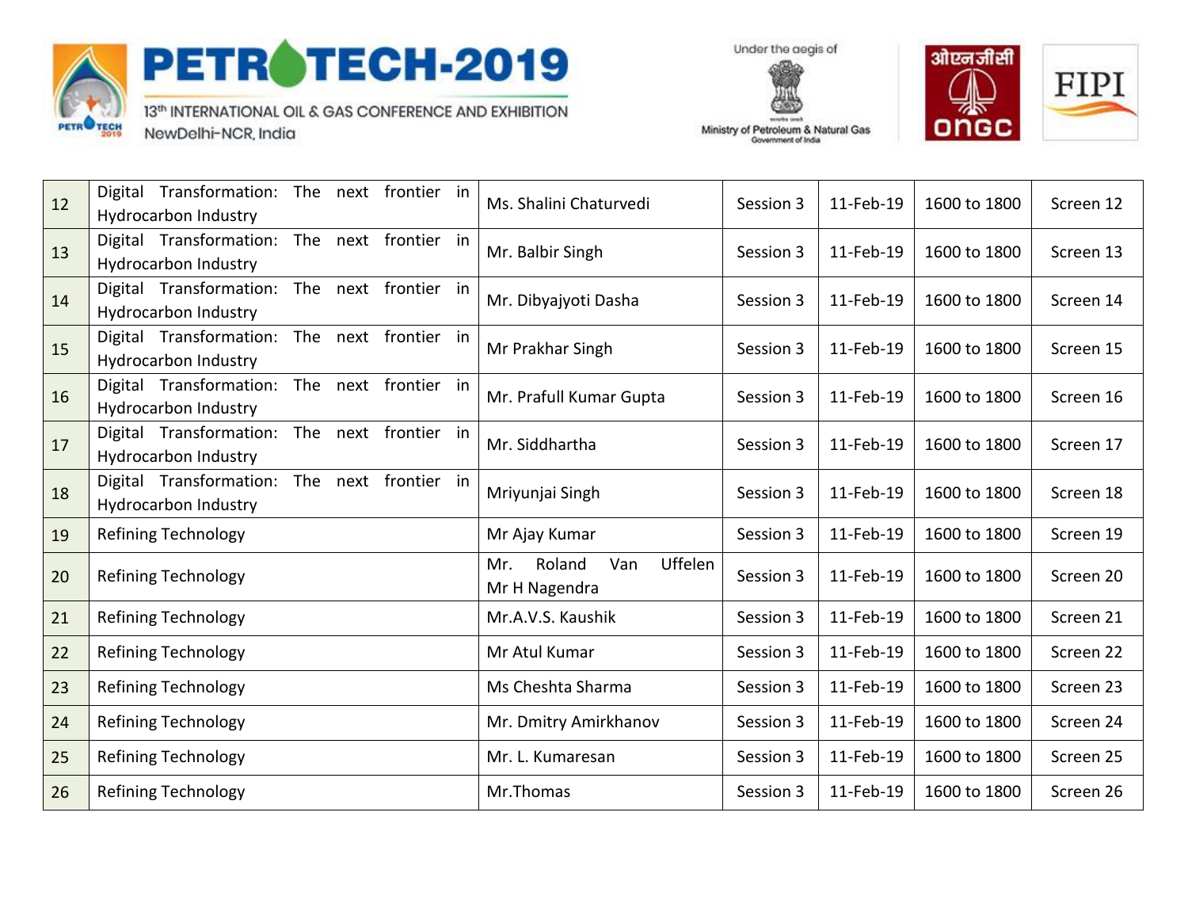| 12 | Digital Transformation: The next frontier in Hydrocarbon Industry | Ms. Shalini Chaturvedi | Session 3 | 11-Feb-19 | 1600 to 1800 | Screen 12 |
|---|---|---|---|---|---|---|
| 13 | Digital Transformation: The next frontier in Hydrocarbon Industry | Mr. Balbir Singh | Session 3 | 11-Feb-19 | 1600 to 1800 | Screen 13 |
| 14 | Digital Transformation: The next frontier in Hydrocarbon Industry | Mr. Dibyajyoti Dasha | Session 3 | 11-Feb-19 | 1600 to 1800 | Screen 14 |
| 15 | Digital Transformation: The next frontier in Hydrocarbon Industry | Mr Prakhar Singh | Session 3 | 11-Feb-19 | 1600 to 1800 | Screen 15 |
| 16 | Digital Transformation: The next frontier in Hydrocarbon Industry | Mr. Prafull Kumar Gupta | Session 3 | 11-Feb-19 | 1600 to 1800 | Screen 16 |
| 17 | Digital Transformation: The next frontier in Hydrocarbon Industry | Mr. Siddhartha | Session 3 | 11-Feb-19 | 1600 to 1800 | Screen 17 |
| 18 | Digital Transformation: The next frontier in Hydrocarbon Industry | Mriyunjai Singh | Session 3 | 11-Feb-19 | 1600 to 1800 | Screen 18 |
| 19 | Refining Technology | Mr Ajay Kumar | Session 3 | 11-Feb-19 | 1600 to 1800 | Screen 19 |
| 20 | Refining Technology | Mr. Roland Van Uffelen Mr H Nagendra | Session 3 | 11-Feb-19 | 1600 to 1800 | Screen 20 |
| 21 | Refining Technology | Mr.A.V.S. Kaushik | Session 3 | 11-Feb-19 | 1600 to 1800 | Screen 21 |
| 22 | Refining Technology | Mr Atul Kumar | Session 3 | 11-Feb-19 | 1600 to 1800 | Screen 22 |
| 23 | Refining Technology | Ms Cheshta Sharma | Session 3 | 11-Feb-19 | 1600 to 1800 | Screen 23 |
| 24 | Refining Technology | Mr. Dmitry Amirkhanov | Session 3 | 11-Feb-19 | 1600 to 1800 | Screen 24 |
| 25 | Refining Technology | Mr. L. Kumaresan | Session 3 | 11-Feb-19 | 1600 to 1800 | Screen 25 |
| 26 | Refining Technology | Mr.Thomas | Session 3 | 11-Feb-19 | 1600 to 1800 | Screen 26 |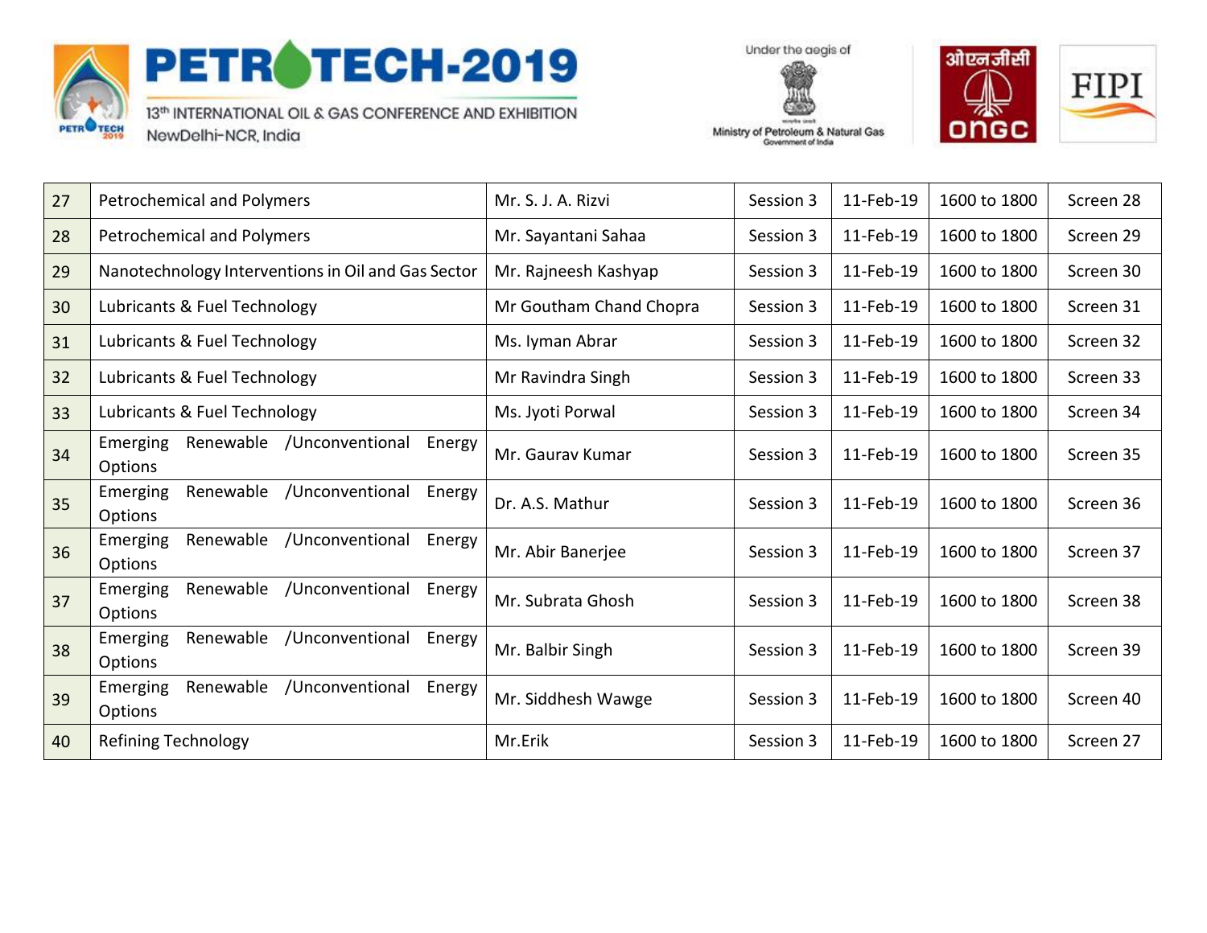| | | | | | | |
|---|---|---|---|---|---|---|
| 27 | Petrochemical and Polymers | Mr. S. J. A. Rizvi | Session 3 | 11-Feb-19 | 1600 to 1800 | Screen 28 |
| 28 | Petrochemical and Polymers | Mr. Sayantani Sahaa | Session 3 | 11-Feb-19 | 1600 to 1800 | Screen 29 |
| 29 | Nanotechnology Interventions in Oil and Gas Sector | Mr. Rajneesh Kashyap | Session 3 | 11-Feb-19 | 1600 to 1800 | Screen 30 |
| 30 | Lubricants & Fuel Technology | Mr Goutham Chand Chopra | Session 3 | 11-Feb-19 | 1600 to 1800 | Screen 31 |
| 31 | Lubricants & Fuel Technology | Ms. Iyman Abrar | Session 3 | 11-Feb-19 | 1600 to 1800 | Screen 32 |
| 32 | Lubricants & Fuel Technology | Mr Ravindra Singh | Session 3 | 11-Feb-19 | 1600 to 1800 | Screen 33 |
| 33 | Lubricants & Fuel Technology | Ms. Jyoti Porwal | Session 3 | 11-Feb-19 | 1600 to 1800 | Screen 34 |
| 34 | Emerging Renewable /Unconventional Energy Options | Mr. Gaurav Kumar | Session 3 | 11-Feb-19 | 1600 to 1800 | Screen 35 |
| 35 | Emerging Renewable /Unconventional Energy Options | Dr. A.S. Mathur | Session 3 | 11-Feb-19 | 1600 to 1800 | Screen 36 |
| 36 | Emerging Renewable /Unconventional Energy Options | Mr. Abir Banerjee | Session 3 | 11-Feb-19 | 1600 to 1800 | Screen 37 |
| 37 | Emerging Renewable /Unconventional Energy Options | Mr. Subrata Ghosh | Session 3 | 11-Feb-19 | 1600 to 1800 | Screen 38 |
| 38 | Emerging Renewable /Unconventional Energy Options | Mr. Balbir Singh | Session 3 | 11-Feb-19 | 1600 to 1800 | Screen 39 |
| 39 | Emerging Renewable /Unconventional Energy Options | Mr. Siddhesh Wawge | Session 3 | 11-Feb-19 | 1600 to 1800 | Screen 40 |
| 40 | Refining Technology | Mr.Erik | Session 3 | 11-Feb-19 | 1600 to 1800 | Screen 27 |